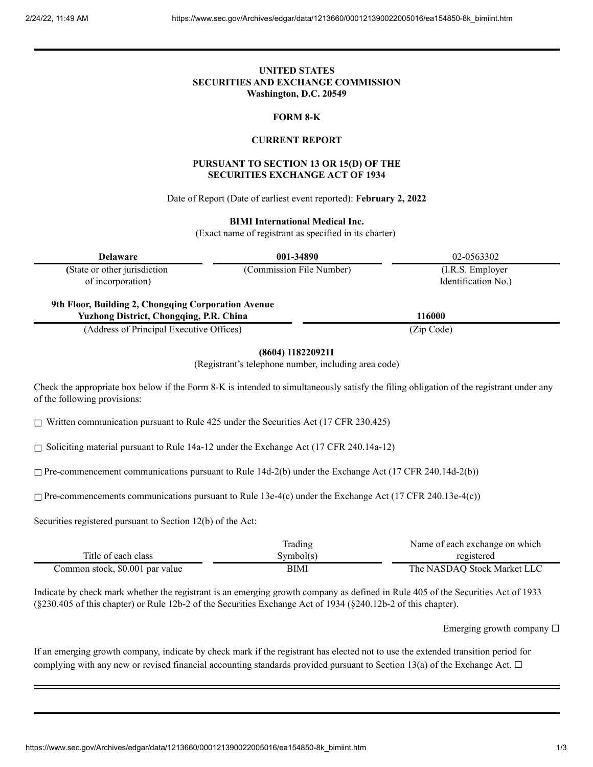**UNITED STATES**
**SECURITIES AND EXCHANGE COMMISSION**
**Washington, D.C. 20549**

**FORM 8-K**

**CURRENT REPORT**

**PURSUANT TO SECTION 13 OR 15(D) OF THE SECURITIES EXCHANGE ACT OF 1934**

Date of Report (Date of earliest event reported): **February 2, 2022**

**BIMI International Medical Inc.**
(Exact name of registrant as specified in its charter)

| **Delaware** | **001-34890** | 02-0563302 |
|---|---|---|
| **(**State or other jurisdiction of incorporation) | (Commission File Number) | (I.R.S. Employer Identification No.) |

| **9th Floor, Building 2, Chongqing Corporation Avenue Yuzhong District, Chongqing, P.R. China** | **116000** |
|---|---|
| (Address of Principal Executive Offices) | (Zip Code) |

**(8604) 1182209211**
(Registrant's telephone number, including area code)

Check the appropriate box below if the Form 8-K is intended to simultaneously satisfy the filing obligation of the registrant under any of the following provisions:

☐ Written communication pursuant to Rule 425 under the Securities Act (17 CFR 230.425)

☐ Soliciting material pursuant to Rule 14a-12 under the Exchange Act (17 CFR 240.14a-12)

☐ Pre-commencement communications pursuant to Rule 14d-2(b) under the Exchange Act (17 CFR 240.14d-2(b))

☐ Pre-commencements communications pursuant to Rule 13e-4(c) under the Exchange Act (17 CFR 240.13e-4(c))

Securities registered pursuant to Section 12(b) of the Act:

| Title of each class | Trading Symbol(s) | Name of each exchange on which registered |
|---|---|---|
| Common stock, $0.001 par value | BIMI | The NASDAQ Stock Market LLC |

Indicate by check mark whether the registrant is an emerging growth company as defined in Rule 405 of the Securities Act of 1933 (§230.405 of this chapter) or Rule 12b-2 of the Securities Exchange Act of 1934 (§240.12b-2 of this chapter).

Emerging growth company ☐

If an emerging growth company, indicate by check mark if the registrant has elected not to use the extended transition period for complying with any new or revised financial accounting standards provided pursuant to Section 13(a) of the Exchange Act. ☐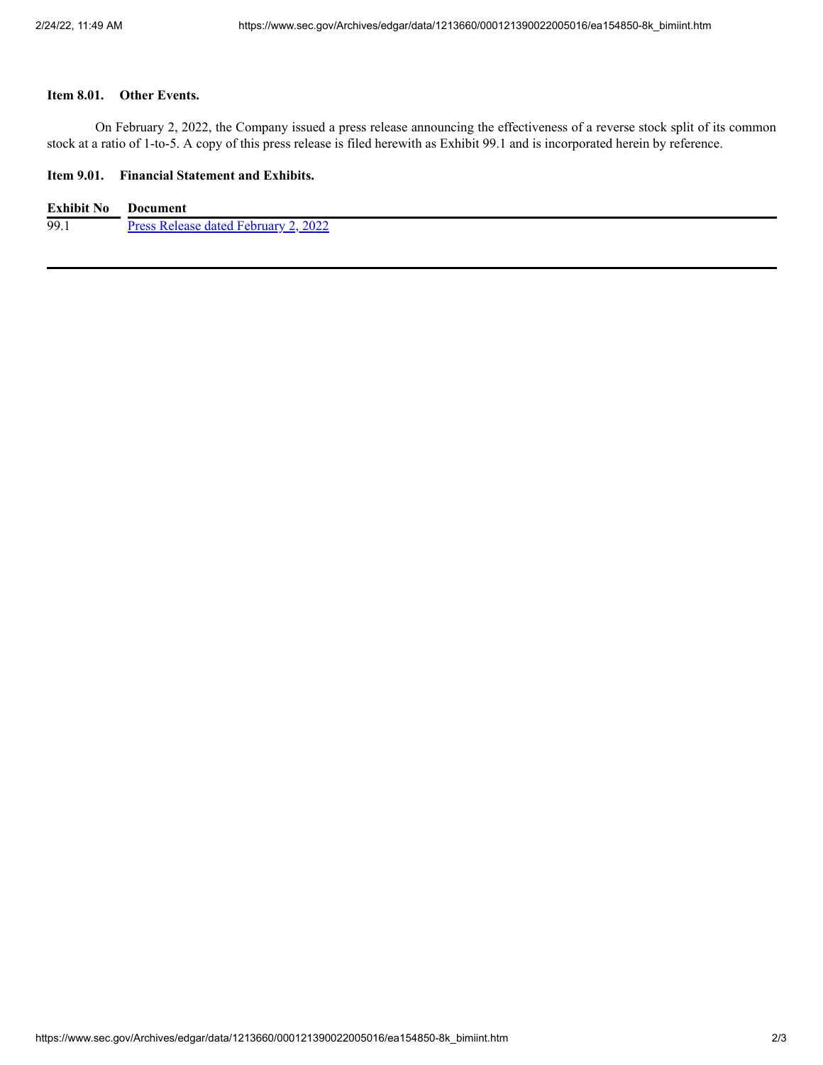**Item 8.01. Other Events.**

On February 2, 2022, the Company issued a press release announcing the effectiveness of a reverse stock split of its common stock at a ratio of 1-to-5. A copy of this press release is filed herewith as Exhibit 99.1 and is incorporated herein by reference.

**Item 9.01. Financial Statement and Exhibits.**

| Exhibit No | Document |
| --- | --- |
| 99.1 | Press Release dated February 2, 2022 |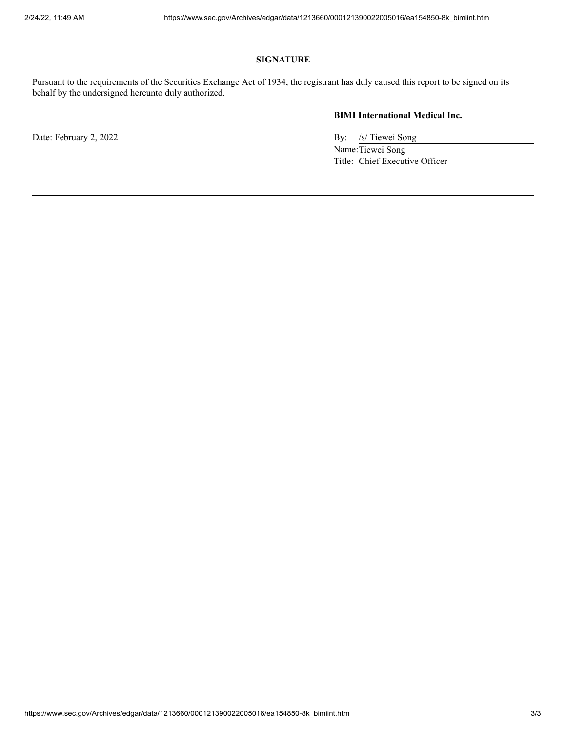**SIGNATURE**

Pursuant to the requirements of the Securities Exchange Act of 1934, the registrant has duly caused this report to be signed on its behalf by the undersigned hereunto duly authorized.

**BIMI International Medical Inc.**

Date: February 2, 2022

By: /s/ Tiewei Song
Name: Tiewei Song
Title: Chief Executive Officer